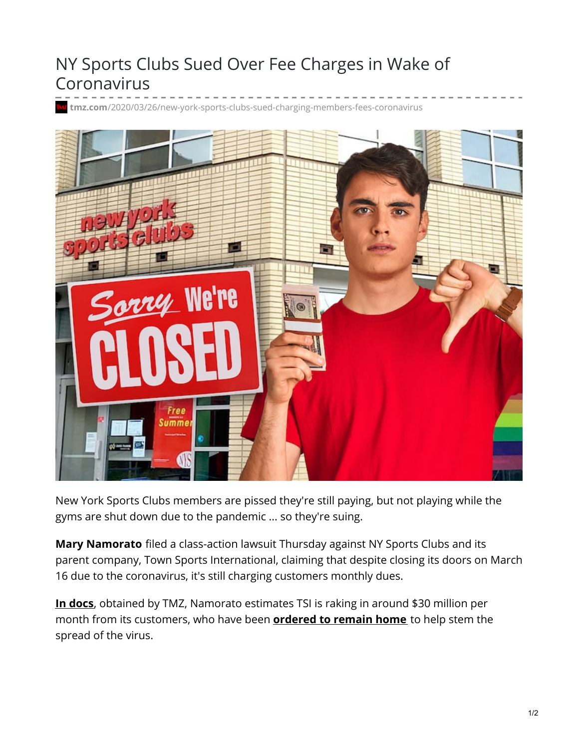# NY Sports Clubs Sued Over Fee Charges in Wake of Coronavirus

tmz.com/2020/03/26/new-york-sports-clubs-sued-charging-members-fees-coronavirus

New York Sports Clubs members are pissed they're still paying, but not playing while the gyms are shut down due to the pandemic ... so they're suing.

**Mary Namorato** filed a class-action lawsuit Thursday against NY Sports Clubs and its parent company, Town Sports International, claiming that despite closing its doors on March 16 due to the coronavirus, it's still charging customers monthly dues.

**In docs**, obtained by TMZ, Namorato estimates TSI is raking in around $30 million per month from its customers, who have been **ordered to remain home** to help stem the spread of the virus.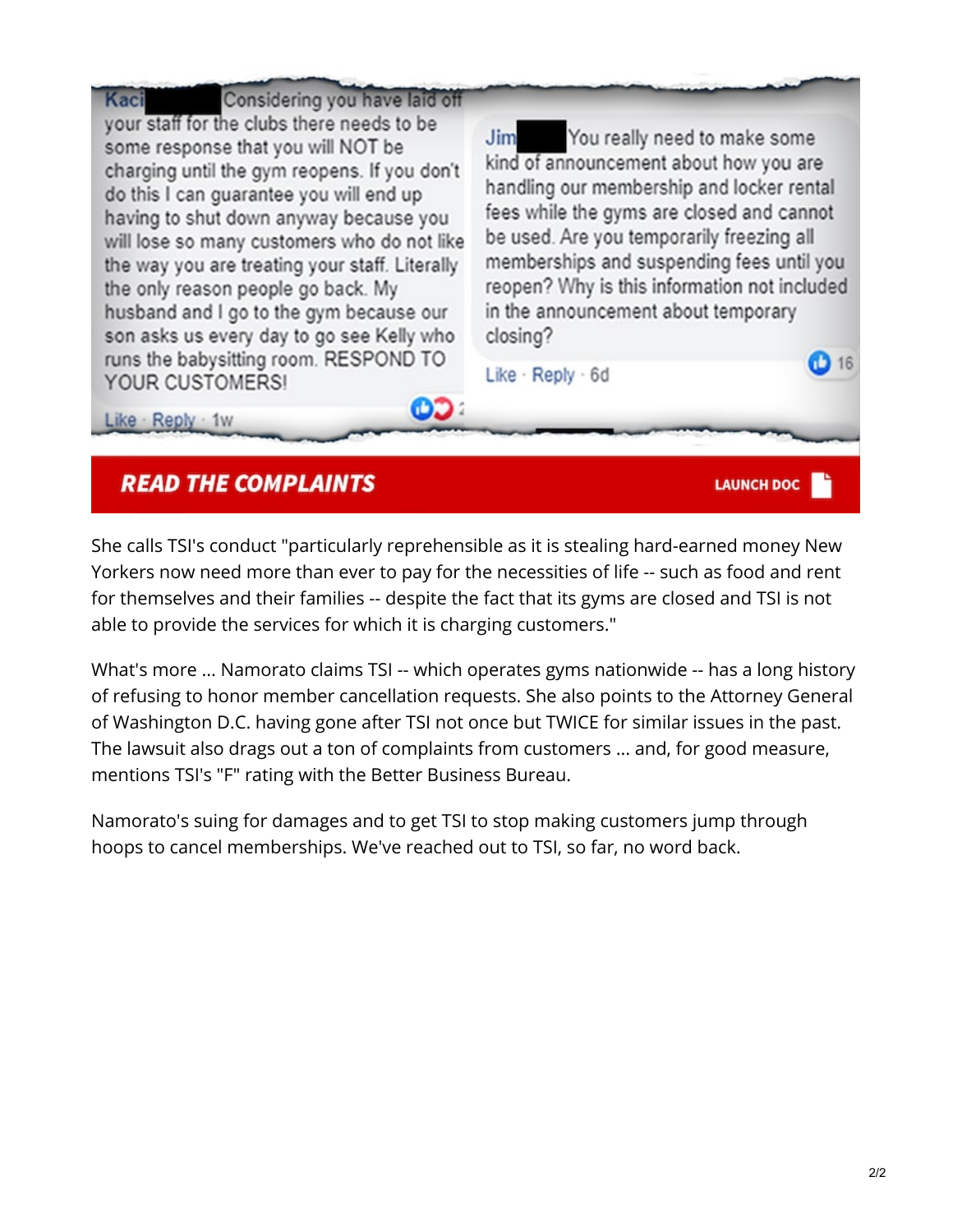Kaci Considering you have laid off your staff for the clubs there needs to be some response that you will NOT be charging until the gym reopens. If you don't do this I can guarantee you will end up having to shut down anyway because you will lose so many customers who do not like the way you are treating your staff. Literally the only reason people go back. My husband and I go to the gym because our son asks us every day to go see Kelly who runs the babysitting room. RESPOND TO YOUR CUSTOMERS!

Like · Reply · 1w

Jim You really need to make some kind of announcement about how you are handling our membership and locker rental fees while the gyms are closed and cannot be used. Are you temporarily freezing all memberships and suspending fees until you reopen? Why is this information not included in the announcement about temporary closing?

Like · Reply · 6d 16

**READ THE COMPLAINTS** LAUNCH DOC

She calls TSI's conduct "particularly reprehensible as it is stealing hard-earned money New Yorkers now need more than ever to pay for the necessities of life -- such as food and rent for themselves and their families -- despite the fact that its gyms are closed and TSI is not able to provide the services for which it is charging customers."

What's more ... Namorato claims TSI -- which operates gyms nationwide -- has a long history of refusing to honor member cancellation requests. She also points to the Attorney General of Washington D.C. having gone after TSI not once but TWICE for similar issues in the past. The lawsuit also drags out a ton of complaints from customers ... and, for good measure, mentions TSI's "F" rating with the Better Business Bureau.

Namorato's suing for damages and to get TSI to stop making customers jump through hoops to cancel memberships. We've reached out to TSI, so far, no word back.